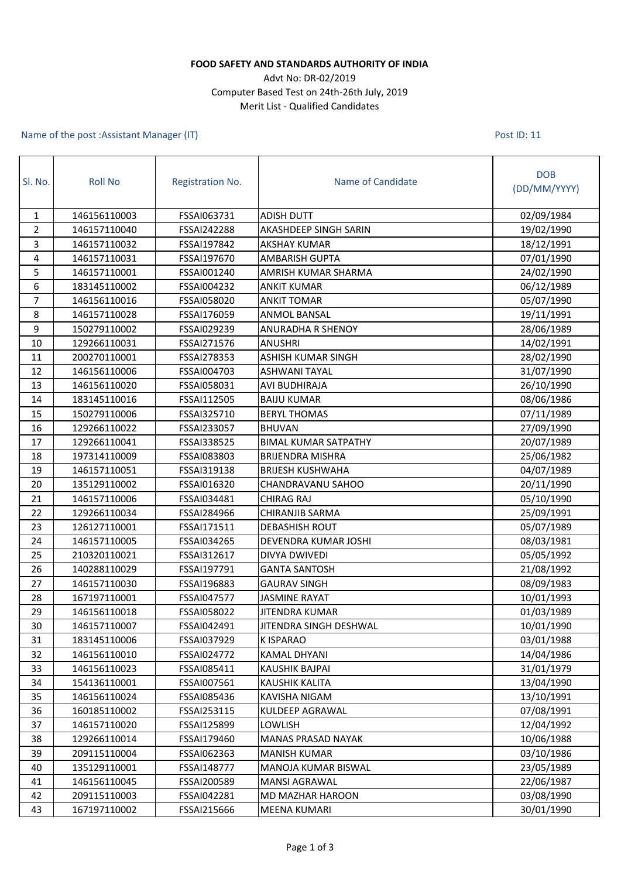**FOOD SAFETY AND STANDARDS AUTHORITY OF INDIA**

Advt No: DR-02/2019

Computer Based Test on 24th-26th July, 2019

Merit List - Qualified Candidates

Name of the post :Assistant Manager (IT)　　　　Post ID: 11

| Sl. No. | Roll No | Registration No. | Name of Candidate | DOB (DD/MM/YYYY) |
|---|---|---|---|---|
| 1 | 146156110003 | FSSAI063731 | ADISH DUTT | 02/09/1984 |
| 2 | 146157110040 | FSSAI242288 | AKASHDEEP SINGH SARIN | 19/02/1990 |
| 3 | 146157110032 | FSSAI197842 | AKSHAY KUMAR | 18/12/1991 |
| 4 | 146157110031 | FSSAI197670 | AMBARISH GUPTA | 07/01/1990 |
| 5 | 146157110001 | FSSAI001240 | AMRISH KUMAR SHARMA | 24/02/1990 |
| 6 | 183145110002 | FSSAI004232 | ANKIT KUMAR | 06/12/1989 |
| 7 | 146156110016 | FSSAI058020 | ANKIT TOMAR | 05/07/1990 |
| 8 | 146157110028 | FSSAI176059 | ANMOL BANSAL | 19/11/1991 |
| 9 | 150279110002 | FSSAI029239 | ANURADHA R SHENOY | 28/06/1989 |
| 10 | 129266110031 | FSSAI271576 | ANUSHRI | 14/02/1991 |
| 11 | 200270110001 | FSSAI278353 | ASHISH KUMAR SINGH | 28/02/1990 |
| 12 | 146156110006 | FSSAI004703 | ASHWANI TAYAL | 31/07/1990 |
| 13 | 146156110020 | FSSAI058031 | AVI BUDHIRAJA | 26/10/1990 |
| 14 | 183145110016 | FSSAI112505 | BAIJU KUMAR | 08/06/1986 |
| 15 | 150279110006 | FSSAI325710 | BERYL THOMAS | 07/11/1989 |
| 16 | 129266110022 | FSSAI233057 | BHUVAN | 27/09/1990 |
| 17 | 129266110041 | FSSAI338525 | BIMAL KUMAR SATPATHY | 20/07/1989 |
| 18 | 197314110009 | FSSAI083803 | BRIJENDRA MISHRA | 25/06/1982 |
| 19 | 146157110051 | FSSAI319138 | BRIJESH KUSHWAHA | 04/07/1989 |
| 20 | 135129110002 | FSSAI016320 | CHANDRAVANU SAHOO | 20/11/1990 |
| 21 | 146157110006 | FSSAI034481 | CHIRAG RAJ | 05/10/1990 |
| 22 | 129266110034 | FSSAI284966 | CHIRANJIB SARMA | 25/09/1991 |
| 23 | 126127110001 | FSSAI171511 | DEBASHISH ROUT | 05/07/1989 |
| 24 | 146157110005 | FSSAI034265 | DEVENDRA KUMAR JOSHI | 08/03/1981 |
| 25 | 210320110021 | FSSAI312617 | DIVYA DWIVEDI | 05/05/1992 |
| 26 | 140288110029 | FSSAI197791 | GANTA SANTOSH | 21/08/1992 |
| 27 | 146157110030 | FSSAI196883 | GAURAV SINGH | 08/09/1983 |
| 28 | 167197110001 | FSSAI047577 | JASMINE RAYAT | 10/01/1993 |
| 29 | 146156110018 | FSSAI058022 | JITENDRA KUMAR | 01/03/1989 |
| 30 | 146157110007 | FSSAI042491 | JITENDRA SINGH DESHWAL | 10/01/1990 |
| 31 | 183145110006 | FSSAI037929 | K ISPARAO | 03/01/1988 |
| 32 | 146156110010 | FSSAI024772 | KAMAL DHYANI | 14/04/1986 |
| 33 | 146156110023 | FSSAI085411 | KAUSHIK BAJPAI | 31/01/1979 |
| 34 | 154136110001 | FSSAI007561 | KAUSHIK KALITA | 13/04/1990 |
| 35 | 146156110024 | FSSAI085436 | KAVISHA NIGAM | 13/10/1991 |
| 36 | 160185110002 | FSSAI253115 | KULDEEP AGRAWAL | 07/08/1991 |
| 37 | 146157110020 | FSSAI125899 | LOWLISH | 12/04/1992 |
| 38 | 129266110014 | FSSAI179460 | MANAS PRASAD NAYAK | 10/06/1988 |
| 39 | 209115110004 | FSSAI062363 | MANISH KUMAR | 03/10/1986 |
| 40 | 135129110001 | FSSAI148777 | MANOJA KUMAR BISWAL | 23/05/1989 |
| 41 | 146156110045 | FSSAI200589 | MANSI AGRAWAL | 22/06/1987 |
| 42 | 209115110003 | FSSAI042281 | MD MAZHAR HAROON | 03/08/1990 |
| 43 | 167197110002 | FSSAI215666 | MEENA KUMARI | 30/01/1990 |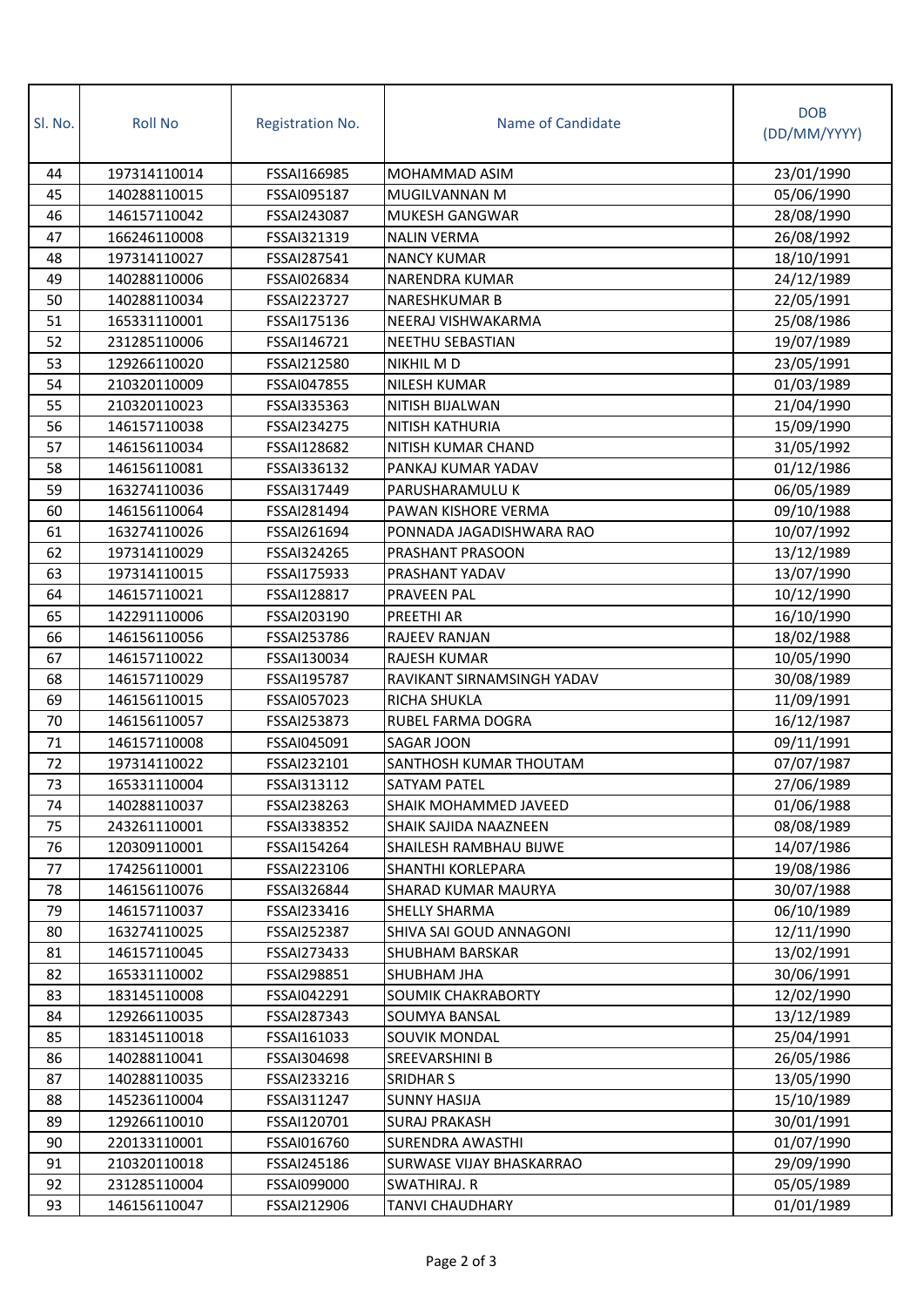| Sl. No. | Roll No | Registration No. | Name of Candidate | DOB (DD/MM/YYYY) |
|---|---|---|---|---|
| 44 | 197314110014 | FSSAI166985 | MOHAMMAD ASIM | 23/01/1990 |
| 45 | 140288110015 | FSSAI095187 | MUGILVANNAN M | 05/06/1990 |
| 46 | 146157110042 | FSSAI243087 | MUKESH GANGWAR | 28/08/1990 |
| 47 | 166246110008 | FSSAI321319 | NALIN VERMA | 26/08/1992 |
| 48 | 197314110027 | FSSAI287541 | NANCY KUMAR | 18/10/1991 |
| 49 | 140288110006 | FSSAI026834 | NARENDRA KUMAR | 24/12/1989 |
| 50 | 140288110034 | FSSAI223727 | NARESHKUMAR B | 22/05/1991 |
| 51 | 165331110001 | FSSAI175136 | NEERAJ VISHWAKARMA | 25/08/1986 |
| 52 | 231285110006 | FSSAI146721 | NEETHU SEBASTIAN | 19/07/1989 |
| 53 | 129266110020 | FSSAI212580 | NIKHIL M D | 23/05/1991 |
| 54 | 210320110009 | FSSAI047855 | NILESH KUMAR | 01/03/1989 |
| 55 | 210320110023 | FSSAI335363 | NITISH BIJALWAN | 21/04/1990 |
| 56 | 146157110038 | FSSAI234275 | NITISH KATHURIA | 15/09/1990 |
| 57 | 146156110034 | FSSAI128682 | NITISH KUMAR CHAND | 31/05/1992 |
| 58 | 146156110081 | FSSAI336132 | PANKAJ KUMAR YADAV | 01/12/1986 |
| 59 | 163274110036 | FSSAI317449 | PARUSHARAMULU K | 06/05/1989 |
| 60 | 146156110064 | FSSAI281494 | PAWAN KISHORE VERMA | 09/10/1988 |
| 61 | 163274110026 | FSSAI261694 | PONNADA JAGADISHWARA RAO | 10/07/1992 |
| 62 | 197314110029 | FSSAI324265 | PRASHANT PRASOON | 13/12/1989 |
| 63 | 197314110015 | FSSAI175933 | PRASHANT YADAV | 13/07/1990 |
| 64 | 146157110021 | FSSAI128817 | PRAVEEN PAL | 10/12/1990 |
| 65 | 142291110006 | FSSAI203190 | PREETHI AR | 16/10/1990 |
| 66 | 146156110056 | FSSAI253786 | RAJEEV RANJAN | 18/02/1988 |
| 67 | 146157110022 | FSSAI130034 | RAJESH KUMAR | 10/05/1990 |
| 68 | 146157110029 | FSSAI195787 | RAVIKANT SIRNAMSINGH YADAV | 30/08/1989 |
| 69 | 146156110015 | FSSAI057023 | RICHA SHUKLA | 11/09/1991 |
| 70 | 146156110057 | FSSAI253873 | RUBEL FARMA DOGRA | 16/12/1987 |
| 71 | 146157110008 | FSSAI045091 | SAGAR JOON | 09/11/1991 |
| 72 | 197314110022 | FSSAI232101 | SANTHOSH KUMAR THOUTAM | 07/07/1987 |
| 73 | 165331110004 | FSSAI313112 | SATYAM PATEL | 27/06/1989 |
| 74 | 140288110037 | FSSAI238263 | SHAIK MOHAMMED JAVEED | 01/06/1988 |
| 75 | 243261110001 | FSSAI338352 | SHAIK SAJIDA NAAZNEEN | 08/08/1989 |
| 76 | 120309110001 | FSSAI154264 | SHAILESH RAMBHAU BIJWE | 14/07/1986 |
| 77 | 174256110001 | FSSAI223106 | SHANTHI KORLEPARA | 19/08/1986 |
| 78 | 146156110076 | FSSAI326844 | SHARAD KUMAR MAURYA | 30/07/1988 |
| 79 | 146157110037 | FSSAI233416 | SHELLY SHARMA | 06/10/1989 |
| 80 | 163274110025 | FSSAI252387 | SHIVA SAI GOUD ANNAGONI | 12/11/1990 |
| 81 | 146157110045 | FSSAI273433 | SHUBHAM BARSKAR | 13/02/1991 |
| 82 | 165331110002 | FSSAI298851 | SHUBHAM JHA | 30/06/1991 |
| 83 | 183145110008 | FSSAI042291 | SOUMIK CHAKRABORTY | 12/02/1990 |
| 84 | 129266110035 | FSSAI287343 | SOUMYA BANSAL | 13/12/1989 |
| 85 | 183145110018 | FSSAI161033 | SOUVIK MONDAL | 25/04/1991 |
| 86 | 140288110041 | FSSAI304698 | SREEVARSHINI B | 26/05/1986 |
| 87 | 140288110035 | FSSAI233216 | SRIDHAR S | 13/05/1990 |
| 88 | 145236110004 | FSSAI311247 | SUNNY HASIJA | 15/10/1989 |
| 89 | 129266110010 | FSSAI120701 | SURAJ PRAKASH | 30/01/1991 |
| 90 | 220133110001 | FSSAI016760 | SURENDRA AWASTHI | 01/07/1990 |
| 91 | 210320110018 | FSSAI245186 | SURWASE VIJAY BHASKARRAO | 29/09/1990 |
| 92 | 231285110004 | FSSAI099000 | SWATHIRAJ. R | 05/05/1989 |
| 93 | 146156110047 | FSSAI212906 | TANVI CHAUDHARY | 01/01/1989 |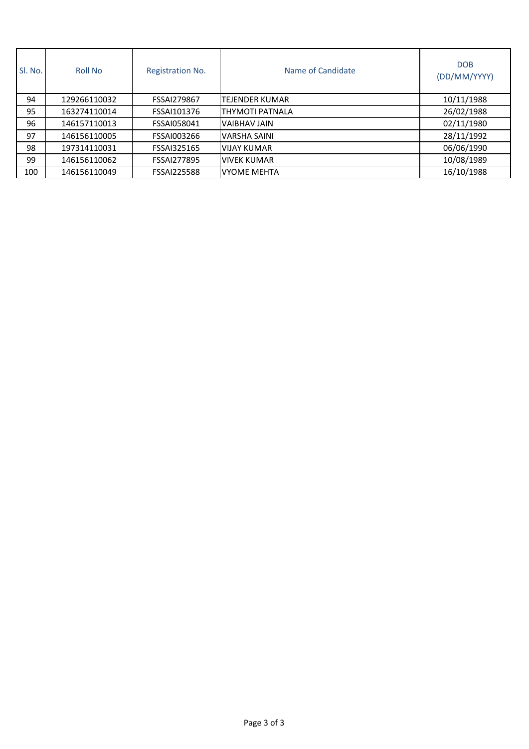| Sl. No. | Roll No | Registration No. | Name of Candidate | DOB (DD/MM/YYYY) |
|---|---|---|---|---|
| 94 | 129266110032 | FSSAI279867 | TEJENDER KUMAR | 10/11/1988 |
| 95 | 163274110014 | FSSAI101376 | THYMOTI PATNALA | 26/02/1988 |
| 96 | 146157110013 | FSSAI058041 | VAIBHAV JAIN | 02/11/1980 |
| 97 | 146156110005 | FSSAI003266 | VARSHA SAINI | 28/11/1992 |
| 98 | 197314110031 | FSSAI325165 | VIJAY KUMAR | 06/06/1990 |
| 99 | 146156110062 | FSSAI277895 | VIVEK KUMAR | 10/08/1989 |
| 100 | 146156110049 | FSSAI225588 | VYOME MEHTA | 16/10/1988 |